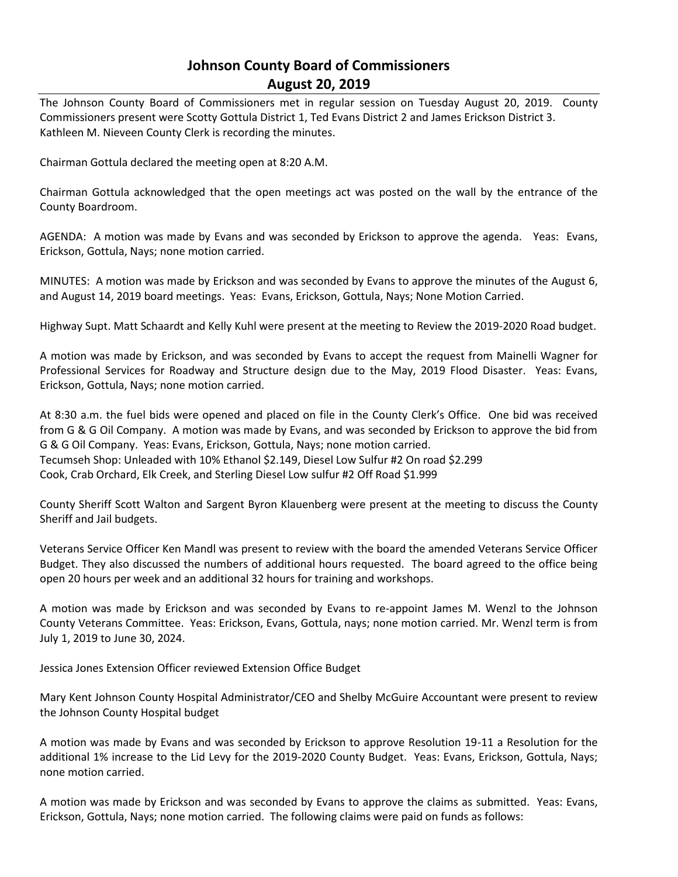# Johnson County Board of Commissioners
## August 20, 2019

The Johnson County Board of Commissioners met in regular session on Tuesday August 20, 2019. County Commissioners present were Scotty Gottula District 1, Ted Evans District 2 and James Erickson District 3. Kathleen M. Nieveen County Clerk is recording the minutes.

Chairman Gottula declared the meeting open at 8:20 A.M.

Chairman Gottula acknowledged that the open meetings act was posted on the wall by the entrance of the County Boardroom.

AGENDA: A motion was made by Evans and was seconded by Erickson to approve the agenda. Yeas: Evans, Erickson, Gottula, Nays; none motion carried.

MINUTES: A motion was made by Erickson and was seconded by Evans to approve the minutes of the August 6, and August 14, 2019 board meetings. Yeas: Evans, Erickson, Gottula, Nays; None Motion Carried.

Highway Supt. Matt Schaardt and Kelly Kuhl were present at the meeting to Review the 2019-2020 Road budget.

A motion was made by Erickson, and was seconded by Evans to accept the request from Mainelli Wagner for Professional Services for Roadway and Structure design due to the May, 2019 Flood Disaster. Yeas: Evans, Erickson, Gottula, Nays; none motion carried.

At 8:30 a.m. the fuel bids were opened and placed on file in the County Clerk's Office. One bid was received from G & G Oil Company. A motion was made by Evans, and was seconded by Erickson to approve the bid from G & G Oil Company. Yeas: Evans, Erickson, Gottula, Nays; none motion carried.
Tecumseh Shop: Unleaded with 10% Ethanol $2.149, Diesel Low Sulfur #2 On road $2.299
Cook, Crab Orchard, Elk Creek, and Sterling Diesel Low sulfur #2 Off Road $1.999

County Sheriff Scott Walton and Sargent Byron Klauenberg were present at the meeting to discuss the County Sheriff and Jail budgets.

Veterans Service Officer Ken Mandl was present to review with the board the amended Veterans Service Officer Budget. They also discussed the numbers of additional hours requested. The board agreed to the office being open 20 hours per week and an additional 32 hours for training and workshops.

A motion was made by Erickson and was seconded by Evans to re-appoint James M. Wenzl to the Johnson County Veterans Committee. Yeas: Erickson, Evans, Gottula, nays; none motion carried. Mr. Wenzl term is from July 1, 2019 to June 30, 2024.

Jessica Jones Extension Officer reviewed Extension Office Budget

Mary Kent Johnson County Hospital Administrator/CEO and Shelby McGuire Accountant were present to review the Johnson County Hospital budget

A motion was made by Evans and was seconded by Erickson to approve Resolution 19-11 a Resolution for the additional 1% increase to the Lid Levy for the 2019-2020 County Budget. Yeas: Evans, Erickson, Gottula, Nays; none motion carried.

A motion was made by Erickson and was seconded by Evans to approve the claims as submitted. Yeas: Evans, Erickson, Gottula, Nays; none motion carried. The following claims were paid on funds as follows: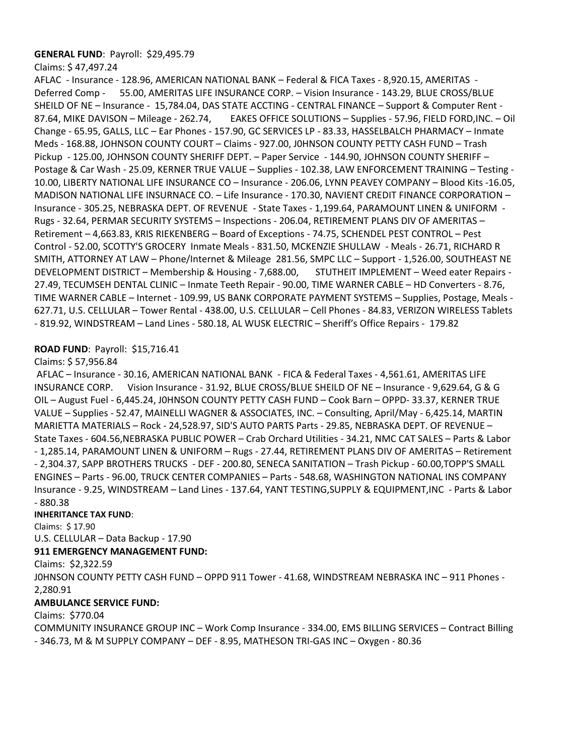**GENERAL FUND**: Payroll: $29,495.79

Claims: $ 47,497.24

AFLAC - Insurance - 128.96, AMERICAN NATIONAL BANK – Federal & FICA Taxes - 8,920.15, AMERITAS - Deferred Comp - 55.00, AMERITAS LIFE INSURANCE CORP. – Vision Insurance - 143.29, BLUE CROSS/BLUE SHEILD OF NE – Insurance - 15,784.04, DAS STATE ACCTING - CENTRAL FINANCE – Support & Computer Rent - 87.64, MIKE DAVISON – Mileage - 262.74, EAKES OFFICE SOLUTIONS – Supplies - 57.96, FIELD FORD,INC. – Oil Change - 65.95, GALLS, LLC – Ear Phones - 157.90, GC SERVICES LP - 83.33, HASSELBALCH PHARMACY – Inmate Meds - 168.88, JOHNSON COUNTY COURT – Claims - 927.00, J0HNSON COUNTY PETTY CASH FUND – Trash Pickup - 125.00, JOHNSON COUNTY SHERIFF DEPT. – Paper Service - 144.90, JOHNSON COUNTY SHERIFF – Postage & Car Wash - 25.09, KERNER TRUE VALUE – Supplies - 102.38, LAW ENFORCEMENT TRAINING – Testing - 10.00, LIBERTY NATIONAL LIFE INSURANCE CO – Insurance - 206.06, LYNN PEAVEY COMPANY – Blood Kits -16.05, MADISON NATIONAL LIFE INSURNACE CO. – Life Insurance - 170.30, NAVIENT CREDIT FINANCE CORPORATION – Insurance - 305.25, NEBRASKA DEPT. OF REVENUE - State Taxes - 1,199.64, PARAMOUNT LINEN & UNIFORM - Rugs - 32.64, PERMAR SECURITY SYSTEMS – Inspections - 206.04, RETIREMENT PLANS DIV OF AMERITAS – Retirement – 4,663.83, KRIS RIEKENBERG – Board of Exceptions - 74.75, SCHENDEL PEST CONTROL – Pest Control - 52.00, SCOTTY'S GROCERY Inmate Meals - 831.50, MCKENZIE SHULLAW - Meals - 26.71, RICHARD R SMITH, ATTORNEY AT LAW – Phone/Internet & Mileage 281.56, SMPC LLC – Support - 1,526.00, SOUTHEAST NE DEVELOPMENT DISTRICT – Membership & Housing - 7,688.00, STUTHEIT IMPLEMENT – Weed eater Repairs - 27.49, TECUMSEH DENTAL CLINIC – Inmate Teeth Repair - 90.00, TIME WARNER CABLE – HD Converters - 8.76, TIME WARNER CABLE – Internet - 109.99, US BANK CORPORATE PAYMENT SYSTEMS – Supplies, Postage, Meals - 627.71, U.S. CELLULAR – Tower Rental - 438.00, U.S. CELLULAR – Cell Phones - 84.83, VERIZON WIRELESS Tablets - 819.92, WINDSTREAM – Land Lines - 580.18, AL WUSK ELECTRIC – Sheriff's Office Repairs - 179.82

**ROAD FUND**: Payroll: $15,716.41

Claims: $ 57,956.84

AFLAC – Insurance - 30.16, AMERICAN NATIONAL BANK - FICA & Federal Taxes - 4,561.61, AMERITAS LIFE INSURANCE CORP. Vision Insurance - 31.92, BLUE CROSS/BLUE SHEILD OF NE – Insurance - 9,629.64, G & G OIL – August Fuel - 6,445.24, J0HNSON COUNTY PETTY CASH FUND – Cook Barn – OPPD- 33.37, KERNER TRUE VALUE – Supplies - 52.47, MAINELLI WAGNER & ASSOCIATES, INC. – Consulting, April/May - 6,425.14, MARTIN MARIETTA MATERIALS – Rock - 24,528.97, SID'S AUTO PARTS Parts - 29.85, NEBRASKA DEPT. OF REVENUE – State Taxes - 604.56,NEBRASKA PUBLIC POWER – Crab Orchard Utilities - 34.21, NMC CAT SALES – Parts & Labor - 1,285.14, PARAMOUNT LINEN & UNIFORM – Rugs - 27.44, RETIREMENT PLANS DIV OF AMERITAS – Retirement - 2,304.37, SAPP BROTHERS TRUCKS - DEF - 200.80, SENECA SANITATION – Trash Pickup - 60.00,TOPP'S SMALL ENGINES – Parts - 96.00, TRUCK CENTER COMPANIES – Parts - 548.68, WASHINGTON NATIONAL INS COMPANY Insurance - 9.25, WINDSTREAM – Land Lines - 137.64, YANT TESTING,SUPPLY & EQUIPMENT,INC - Parts & Labor - 880.38

**INHERITANCE TAX FUND**:

Claims: $ 17.90

U.S. CELLULAR – Data Backup - 17.90

**911 EMERGENCY MANAGEMENT FUND:**

Claims: $2,322.59

J0HNSON COUNTY PETTY CASH FUND – OPPD 911 Tower - 41.68, WINDSTREAM NEBRASKA INC – 911 Phones - 2,280.91

**AMBULANCE SERVICE FUND:**

Claims: $770.04

COMMUNITY INSURANCE GROUP INC – Work Comp Insurance - 334.00, EMS BILLING SERVICES – Contract Billing - 346.73, M & M SUPPLY COMPANY – DEF - 8.95, MATHESON TRI-GAS INC – Oxygen - 80.36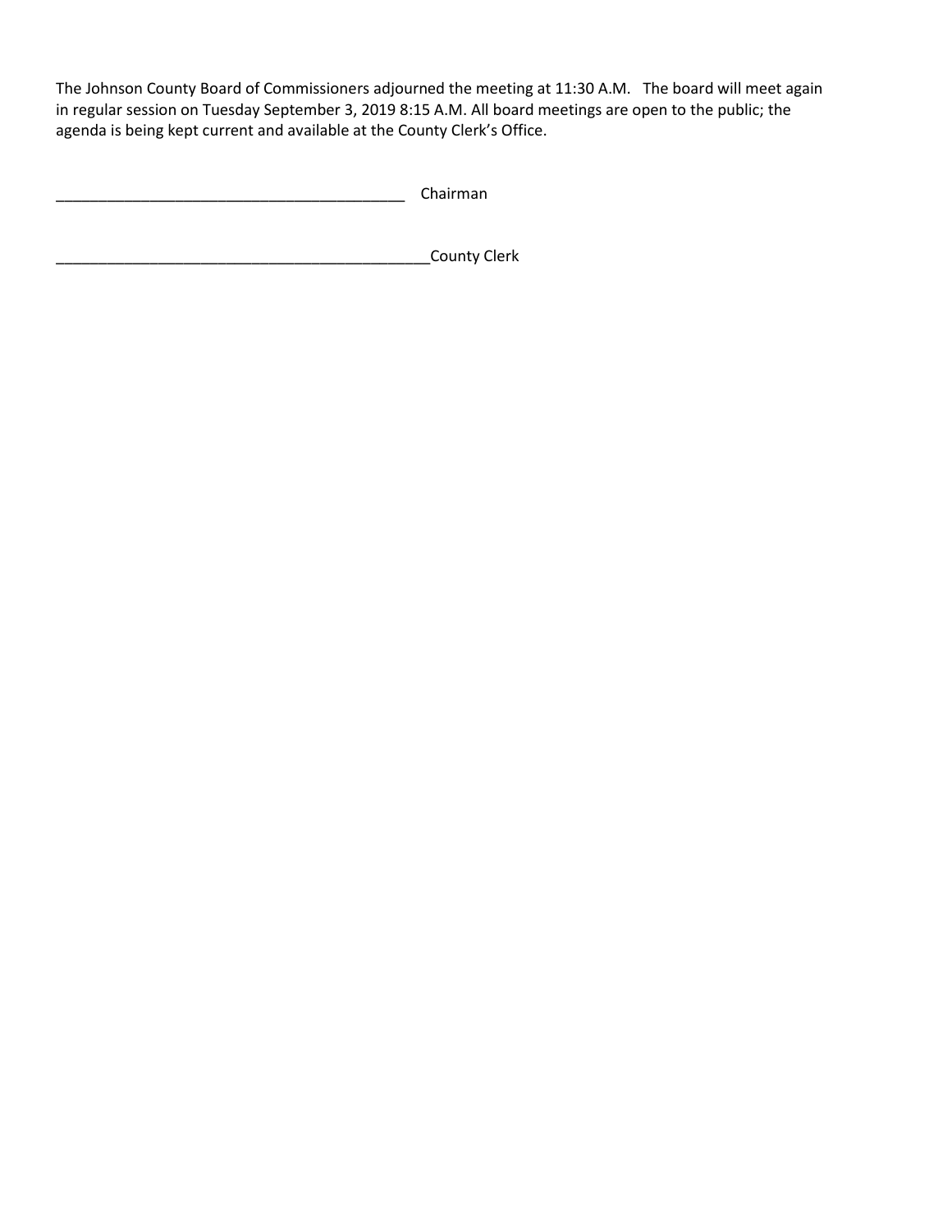The Johnson County Board of Commissioners adjourned the meeting at 11:30 A.M.   The board will meet again in regular session on Tuesday September 3, 2019 8:15 A.M. All board meetings are open to the public; the agenda is being kept current and available at the County Clerk's Office.

__________________________________________ Chairman

______________________________________________County Clerk